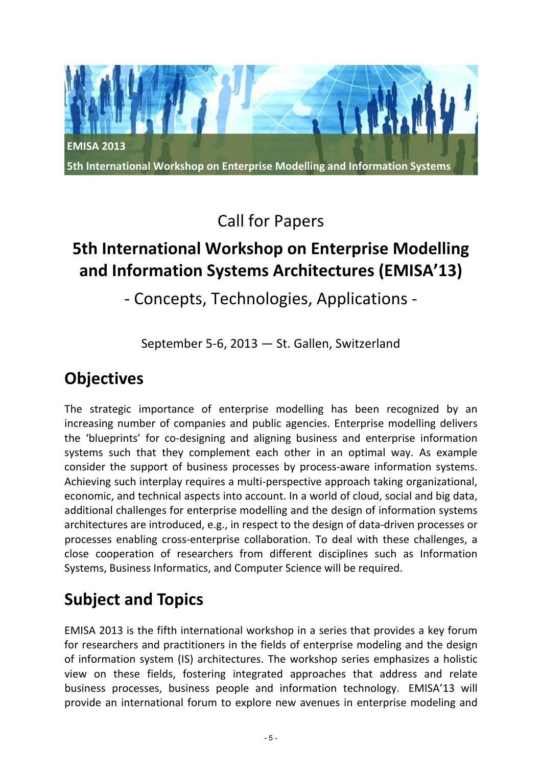EMISA 2013

5th International Workshop on Enterprise Modelling and Information Systems

Call for Papers

# 5th International Workshop on Enterprise Modelling and Information Systems Architectures (EMISA'13)

- Concepts, Technologies, Applications -

September 5-6, 2013 — St. Gallen, Switzerland

## Objectives

The strategic importance of enterprise modelling has been recognized by an increasing number of companies and public agencies. Enterprise modelling delivers the 'blueprints' for co-designing and aligning business and enterprise information systems such that they complement each other in an optimal way. As example consider the support of business processes by process-aware information systems. Achieving such interplay requires a multi-perspective approach taking organizational, economic, and technical aspects into account. In a world of cloud, social and big data, additional challenges for enterprise modelling and the design of information systems architectures are introduced, e.g., in respect to the design of data-driven processes or processes enabling cross-enterprise collaboration. To deal with these challenges, a close cooperation of researchers from different disciplines such as Information Systems, Business Informatics, and Computer Science will be required.

## Subject and Topics

EMISA 2013 is the fifth international workshop in a series that provides a key forum for researchers and practitioners in the fields of enterprise modeling and the design of information system (IS) architectures. The workshop series emphasizes a holistic view on these fields, fostering integrated approaches that address and relate business processes, business people and information technology. EMISA'13 will provide an international forum to explore new avenues in enterprise modeling and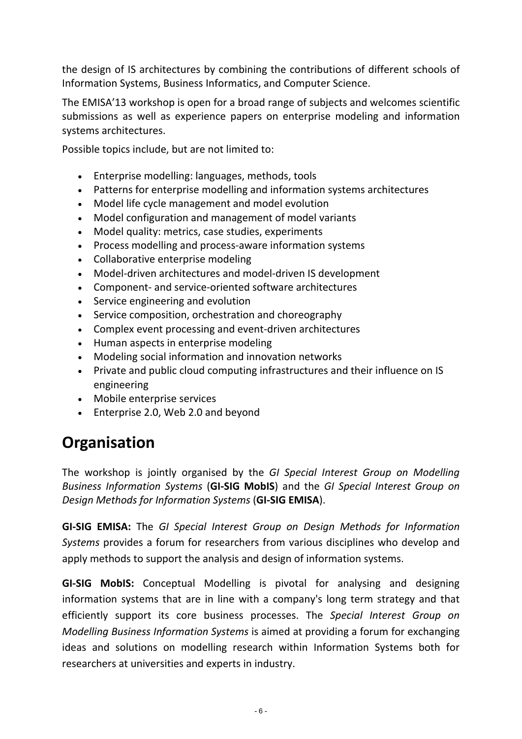the design of IS architectures by combining the contributions of different schools of Information Systems, Business Informatics, and Computer Science.

The EMISA'13 workshop is open for a broad range of subjects and welcomes scientific submissions as well as experience papers on enterprise modeling and information systems architectures.

Possible topics include, but are not limited to:

- Enterprise modelling: languages, methods, tools
- Patterns for enterprise modelling and information systems architectures
- Model life cycle management and model evolution
- Model configuration and management of model variants
- Model quality: metrics, case studies, experiments
- Process modelling and process-aware information systems
- Collaborative enterprise modeling
- Model-driven architectures and model-driven IS development
- Component- and service-oriented software architectures
- Service engineering and evolution
- Service composition, orchestration and choreography
- Complex event processing and event-driven architectures
- Human aspects in enterprise modeling
- Modeling social information and innovation networks
- Private and public cloud computing infrastructures and their influence on IS engineering
- Mobile enterprise services
- Enterprise 2.0, Web 2.0 and beyond

# Organisation

The workshop is jointly organised by the *GI Special Interest Group on Modelling Business Information Systems* (**GI-SIG MobIS**) and the *GI Special Interest Group on Design Methods for Information Systems* (**GI-SIG EMISA**).

**GI-SIG EMISA:** The *GI Special Interest Group on Design Methods for Information Systems* provides a forum for researchers from various disciplines who develop and apply methods to support the analysis and design of information systems.

**GI-SIG MobIS:** Conceptual Modelling is pivotal for analysing and designing information systems that are in line with a company's long term strategy and that efficiently support its core business processes. The *Special Interest Group on Modelling Business Information Systems* is aimed at providing a forum for exchanging ideas and solutions on modelling research within Information Systems both for researchers at universities and experts in industry.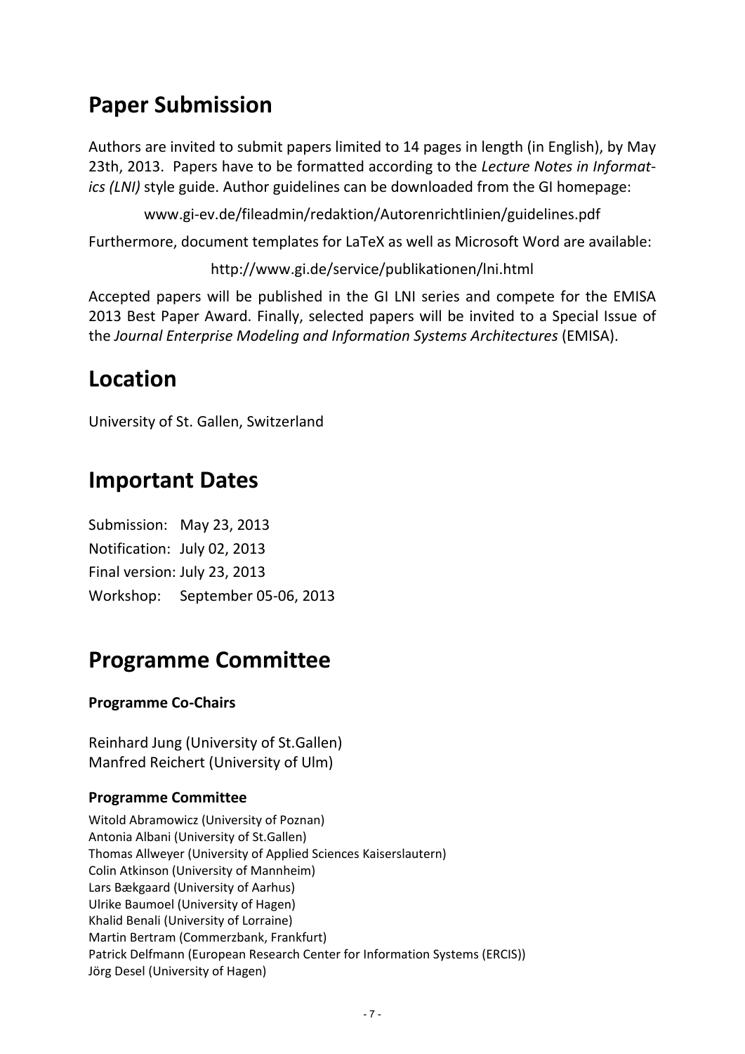## Paper Submission

Authors are invited to submit papers limited to 14 pages in length (in English), by May 23th, 2013. Papers have to be formatted according to the *Lecture Notes in Informatics (LNI)* style guide. Author guidelines can be downloaded from the GI homepage:

www.gi-ev.de/fileadmin/redaktion/Autorenrichtlinien/guidelines.pdf

Furthermore, document templates for LaTeX as well as Microsoft Word are available:

http://www.gi.de/service/publikationen/lni.html

Accepted papers will be published in the GI LNI series and compete for the EMISA 2013 Best Paper Award. Finally, selected papers will be invited to a Special Issue of the *Journal Enterprise Modeling and Information Systems Architectures* (EMISA).

## Location

University of St. Gallen, Switzerland

## Important Dates

Submission: May 23, 2013
Notification: July 02, 2013
Final version: July 23, 2013
Workshop: September 05-06, 2013

## Programme Committee

**Programme Co-Chairs**

Reinhard Jung (University of St.Gallen)
Manfred Reichert (University of Ulm)

**Programme Committee**

Witold Abramowicz (University of Poznan)
Antonia Albani (University of St.Gallen)
Thomas Allweyer (University of Applied Sciences Kaiserslautern)
Colin Atkinson (University of Mannheim)
Lars Bækgaard (University of Aarhus)
Ulrike Baumoel (University of Hagen)
Khalid Benali (University of Lorraine)
Martin Bertram (Commerzbank, Frankfurt)
Patrick Delfmann (European Research Center for Information Systems (ERCIS))
Jörg Desel (University of Hagen)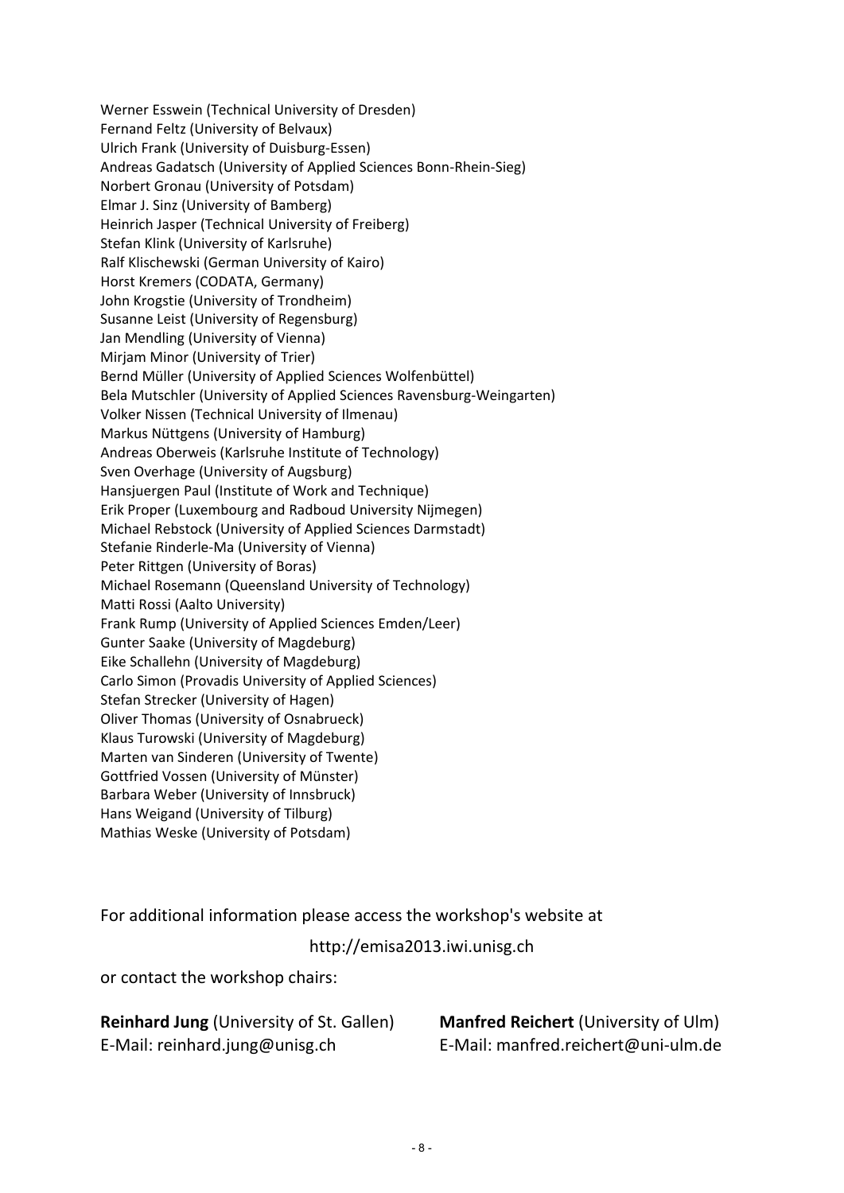Werner Esswein (Technical University of Dresden)
Fernand Feltz (University of Belvaux)
Ulrich Frank (University of Duisburg-Essen)
Andreas Gadatsch (University of Applied Sciences Bonn-Rhein-Sieg)
Norbert Gronau (University of Potsdam)
Elmar J. Sinz (University of Bamberg)
Heinrich Jasper (Technical University of Freiberg)
Stefan Klink (University of Karlsruhe)
Ralf Klischewski (German University of Kairo)
Horst Kremers (CODATA, Germany)
John Krogstie (University of Trondheim)
Susanne Leist (University of Regensburg)
Jan Mendling (University of Vienna)
Mirjam Minor (University of Trier)
Bernd Müller (University of Applied Sciences Wolfenbüttel)
Bela Mutschler (University of Applied Sciences Ravensburg-Weingarten)
Volker Nissen (Technical University of Ilmenau)
Markus Nüttgens (University of Hamburg)
Andreas Oberweis (Karlsruhe Institute of Technology)
Sven Overhage (University of Augsburg)
Hansjuergen Paul (Institute of Work and Technique)
Erik Proper (Luxembourg and Radboud University Nijmegen)
Michael Rebstock (University of Applied Sciences Darmstadt)
Stefanie Rinderle-Ma (University of Vienna)
Peter Rittgen (University of Boras)
Michael Rosemann (Queensland University of Technology)
Matti Rossi (Aalto University)
Frank Rump (University of Applied Sciences Emden/Leer)
Gunter Saake (University of Magdeburg)
Eike Schallehn (University of Magdeburg)
Carlo Simon (Provadis University of Applied Sciences)
Stefan Strecker (University of Hagen)
Oliver Thomas (University of Osnabrueck)
Klaus Turowski (University of Magdeburg)
Marten van Sinderen (University of Twente)
Gottfried Vossen (University of Münster)
Barbara Weber (University of Innsbruck)
Hans Weigand (University of Tilburg)
Mathias Weske (University of Potsdam)

For additional information please access the workshop's website at

http://emisa2013.iwi.unisg.ch

or contact the workshop chairs:

**Reinhard Jung** (University of St. Gallen)
E-Mail: reinhard.jung@unisg.ch

**Manfred Reichert** (University of Ulm)
E-Mail: manfred.reichert@uni-ulm.de